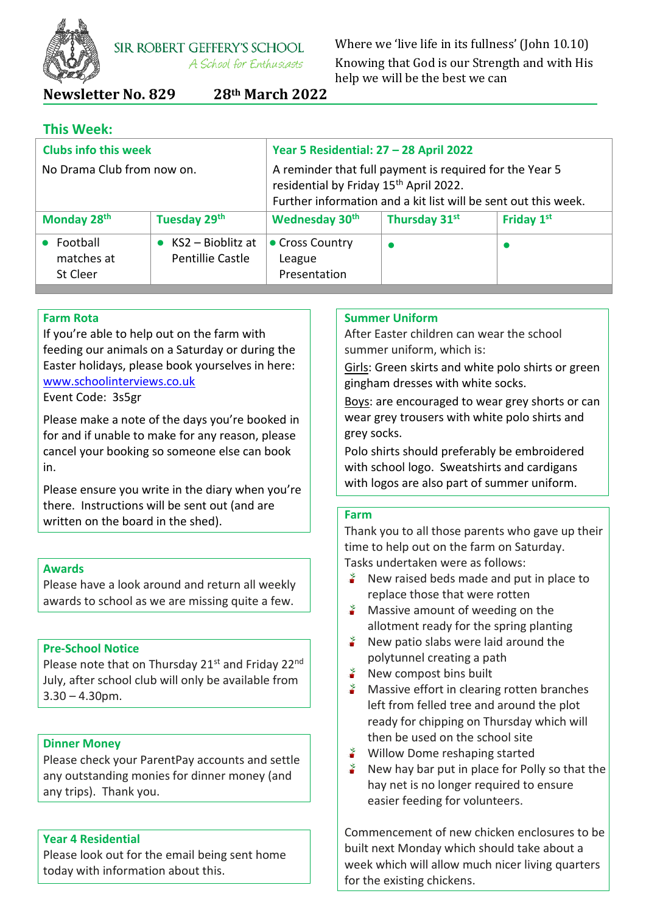SIR ROBERT GEFFERY'S SCHOOL
*A School for Enthusiasts*

Where we 'live life in its fullness' (John 10.10)
Knowing that God is our Strength and with His help we will be the best we can

**Newsletter No. 829** **28th March 2022**

## This Week:

| Clubs info this week | | Year 5 Residential: 27 – 28 April 2022 | | |
|---|---|---|---|---|
| No Drama Club from now on. | | A reminder that full payment is required for the Year 5 residential by Friday 15th April 2022. Further information and a kit list will be sent out this week. | | |
| **Monday 28th** | **Tuesday 29th** | **Wednesday 30th** | **Thursday 31st** | **Friday 1st** |
| • Football matches at St Cleer | • KS2 – Bioblitz at Pentillie Castle | • Cross Country League Presentation | • | • |

### Farm Rota

If you're able to help out on the farm with feeding our animals on a Saturday or during the Easter holidays, please book yourselves in here: www.schoolinterviews.co.uk
Event Code: 3s5gr

Please make a note of the days you're booked in for and if unable to make for any reason, please cancel your booking so someone else can book in.

Please ensure you write in the diary when you're there. Instructions will be sent out (and are written on the board in the shed).

### Awards

Please have a look around and return all weekly awards to school as we are missing quite a few.

### Pre-School Notice

Please note that on Thursday 21st and Friday 22nd July, after school club will only be available from 3.30 – 4.30pm.

### Dinner Money

Please check your ParentPay accounts and settle any outstanding monies for dinner money (and any trips). Thank you.

### Year 4 Residential

Please look out for the email being sent home today with information about this.

### Summer Uniform

After Easter children can wear the school summer uniform, which is:

Girls: Green skirts and white polo shirts or green gingham dresses with white socks.

Boys: are encouraged to wear grey shorts or can wear grey trousers with white polo shirts and grey socks.

Polo shirts should preferably be embroidered with school logo. Sweatshirts and cardigans with logos are also part of summer uniform.

### Farm

Thank you to all those parents who gave up their time to help out on the farm on Saturday.
Tasks undertaken were as follows:

- New raised beds made and put in place to replace those that were rotten
- Massive amount of weeding on the allotment ready for the spring planting
- New patio slabs were laid around the polytunnel creating a path
- New compost bins built
- Massive effort in clearing rotten branches left from felled tree and around the plot ready for chipping on Thursday which will then be used on the school site
- Willow Dome reshaping started
- New hay bar put in place for Polly so that the hay net is no longer required to ensure easier feeding for volunteers.

Commencement of new chicken enclosures to be built next Monday which should take about a week which will allow much nicer living quarters for the existing chickens.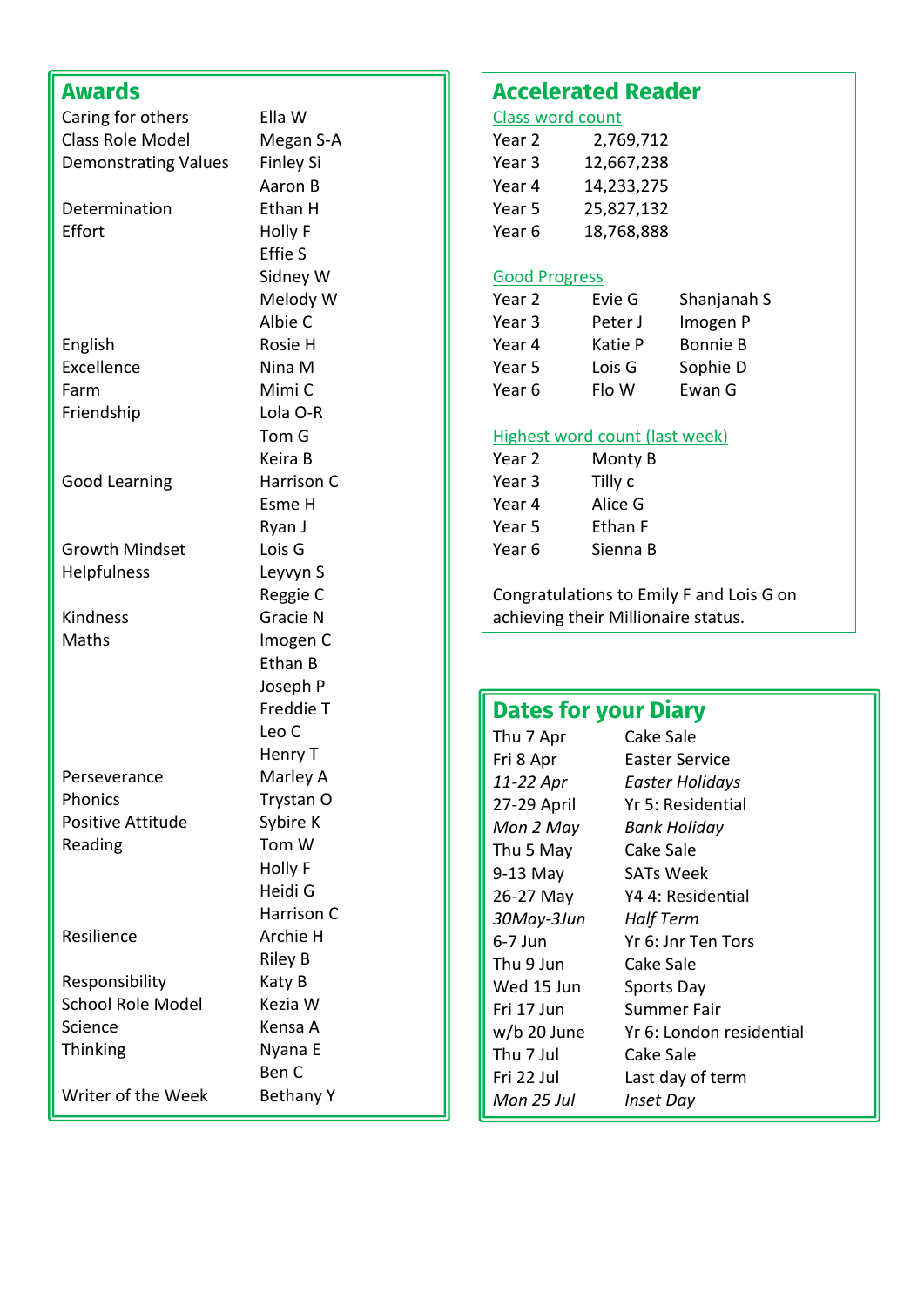## Awards

| | |
|---|---|
| Caring for others | Ella W |
| Class Role Model | Megan S-A |
| Demonstrating Values | Finley Si |
| | Aaron B |
| Determination | Ethan H |
| Effort | Holly F |
| | Effie S |
| | Sidney W |
| | Melody W |
| | Albie C |
| English | Rosie H |
| Excellence | Nina M |
| Farm | Mimi C |
| Friendship | Lola O-R |
| | Tom G |
| | Keira B |
| Good Learning | Harrison C |
| | Esme H |
| | Ryan J |
| Growth Mindset | Lois G |
| Helpfulness | Leyvyn S |
| | Reggie C |
| Kindness | Gracie N |
| Maths | Imogen C |
| | Ethan B |
| | Joseph P |
| | Freddie T |
| | Leo C |
| | Henry T |
| Perseverance | Marley A |
| Phonics | Trystan O |
| Positive Attitude | Sybire K |
| Reading | Tom W |
| | Holly F |
| | Heidi G |
| | Harrison C |
| Resilience | Archie H |
| | Riley B |
| Responsibility | Katy B |
| School Role Model | Kezia W |
| Science | Kensa A |
| Thinking | Nyana E |
| | Ben C |
| Writer of the Week | Bethany Y |

## Accelerated Reader

Class word count

| | |
|---|---|
| Year 2 | 2,769,712 |
| Year 3 | 12,667,238 |
| Year 4 | 14,233,275 |
| Year 5 | 25,827,132 |
| Year 6 | 18,768,888 |

Good Progress

| | | |
|---|---|---|
| Year 2 | Evie G | Shanjanah S |
| Year 3 | Peter J | Imogen P |
| Year 4 | Katie P | Bonnie B |
| Year 5 | Lois G | Sophie D |
| Year 6 | Flo W | Ewan G |

Highest word count (last week)

| | |
|---|---|
| Year 2 | Monty B |
| Year 3 | Tilly c |
| Year 4 | Alice G |
| Year 5 | Ethan F |
| Year 6 | Sienna B |

Congratulations to Emily F and Lois G on achieving their Millionaire status.

## Dates for your Diary

| | |
|---|---|
| Thu 7 Apr | Cake Sale |
| Fri 8 Apr | Easter Service |
| *11-22 Apr* | *Easter Holidays* |
| 27-29 April | Yr 5: Residential |
| *Mon 2 May* | *Bank Holiday* |
| Thu 5 May | Cake Sale |
| 9-13 May | SATs Week |
| 26-27 May | Y4 4: Residential |
| *30May-3Jun* | *Half Term* |
| 6-7 Jun | Yr 6: Jnr Ten Tors |
| Thu 9 Jun | Cake Sale |
| Wed 15 Jun | Sports Day |
| Fri 17 Jun | Summer Fair |
| w/b 20 June | Yr 6: London residential |
| Thu 7 Jul | Cake Sale |
| Fri 22 Jul | Last day of term |
| *Mon 25 Jul* | *Inset Day* |